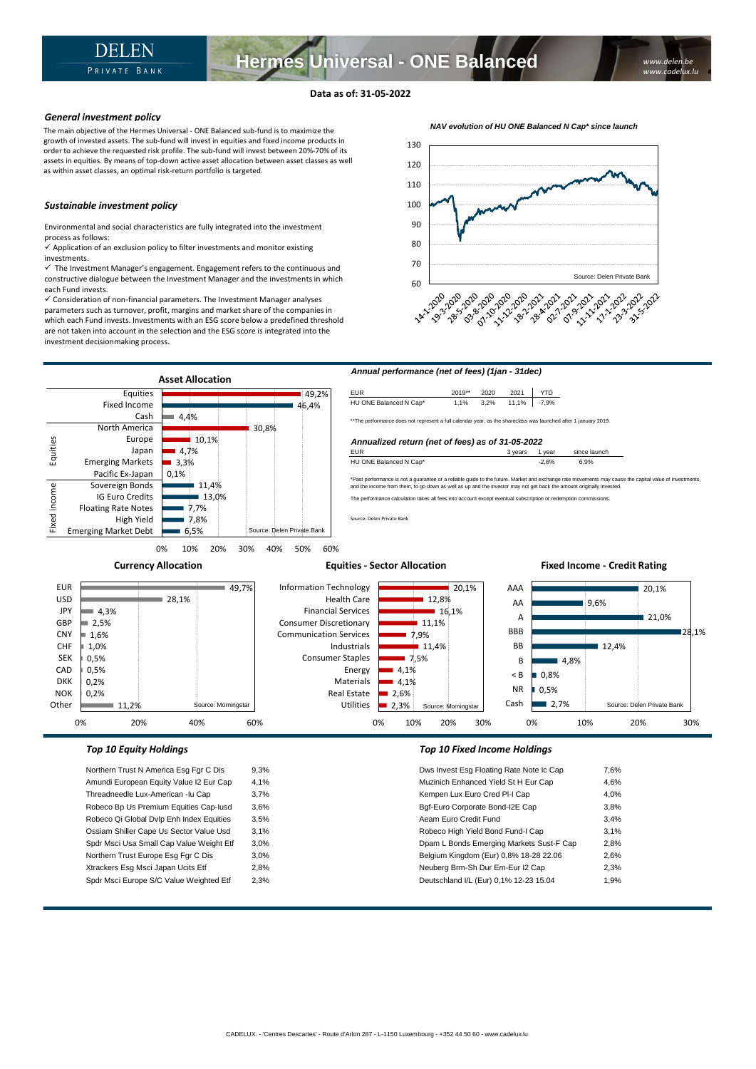DELEN PRIVATE BANK

# Hermes Universal - ONE Balanced

www.delen.be
www.cadelux.lu

**Data as of: 31-05-2022**

### *General investment policy*

The main objective of the Hermes Universal - ONE Balanced sub-fund is to maximize the growth of invested assets. The sub-fund will invest in equities and fixed income products in order to achieve the requested risk profile. The sub-fund will invest between 20%-70% of its assets in equities. By means of top-down active asset allocation between asset classes as well as within asset classes, an optimal risk-return portfolio is targeted.

### *Sustainable investment policy*

Environmental and social characteristics are fully integrated into the investment process as follows:

✓ Application of an exclusion policy to filter investments and monitor existing investments.

✓ The Investment Manager's engagement. Engagement refers to the continuous and constructive dialogue between the Investment Manager and the investments in which each Fund invests.

✓ Consideration of non-financial parameters. The Investment Manager analyses parameters such as turnover, profit, margins and market share of the companies in which each Fund invests. Investments with an ESG score below a predefined threshold are not taken into account in the selection and the ESG score is integrated into the investment decisionmaking process.

*NAV evolution of HU ONE Balanced N Cap\* since launch*

130
120
110
100
90
80
70
60

14-1-2020, 19-3-2020, 28-5-2020, 03-8-2020, 07-10-2020, 11-12-2020, 18-2-2021, 28-4-2021, 02-7-2021, 07-9-2021, 11-11-2021, 17-1-2022, 23-3-2022, 31-5-2022

Source: Delen Private Bank

**Asset Allocation**

Equities 49,2%
Fixed Income 46,4%
Cash 4,4%

Equities:
North America 30,8%
Europe 10,1%
Japan 4,7%
Emerging Markets 3,3%
Pacific Ex-Japan 0,1%

Fixed income:
Sovereign Bonds 11,4%
IG Euro Credits 13,0%
Floating Rate Notes 7,7%
High Yield 7,8%
Emerging Market Debt 6,5%

0% 10% 20% 30% 40% 50% 60%

Source: Delen Private Bank

*Annual performance (net of fees) (1jan - 31dec)*

| EUR | 2019** | 2020 | 2021 | YTD |
|---|---|---|---|---|
| HU ONE Balanced N Cap* | 1,1% | 3,2% | 11,1% | -7,9% |

**The performance does not represent a full calendar year, as the shareclass was launched after 1 january 2019.

*Annualized return (net of fees) as of 31-05-2022*

| EUR | 3 years | 1 year | since launch |
|---|---|---|---|
| HU ONE Balanced N Cap* | | -2,6% | 6,9% |

*Past performance is not a guarantee or a reliable guide to the future. Market and exchange rate movements may cause the capital value of investments, and the income from them, to go down as well as up and the investor may not get back the amount originally invested.

The performance calculation takes all fees into account except eventual subscription or redemption commissions.

Source: Delen Private Bank

**Currency Allocation**

EUR 49,7%
USD 28,1%
JPY 4,3%
GBP 2,5%
CNY 1,6%
CHF 1,0%
SEK 0,5%
CAD 0,5%
DKK 0,2%
NOK 0,2%
Other 11,2%

0% 20% 40% 60%

Source: Morningstar

**Equities - Sector Allocation**

Information Technology 20,1%
Health Care 12,8%
Financial Services 16,1%
Consumer Discretionary 11,1%
Communication Services 7,9%
Industrials 11,4%
Consumer Staples 7,5%
Energy 4,1%
Materials 4,1%
Real Estate 2,6%
Utilities 2,3%

0% 10% 20% 30%

Source: Morningstar

**Fixed Income - Credit Rating**

AAA 20,1%
AA 9,6%
A 21,0%
BBB 28,1%
BB 12,4%
B 4,8%
< B 0,8%
NR 0,5%
Cash 2,7%

0% 10% 20% 30%

Source: Delen Private Bank

### *Top 10 Equity Holdings*

| | |
|---|---|
| Northern Trust N America Esg Fgr C Dis | 9,3% |
| Amundi European Equity Value I2 Eur Cap | 4,1% |
| Threadneedle Lux-American -Iu Cap | 3,7% |
| Robeco Bp Us Premium Equities Cap-Iusd | 3,6% |
| Robeco Qi Global Dvlp Enh Index Equities | 3,5% |
| Ossiam Shiller Cape Us Sector Value Usd | 3,1% |
| Spdr Msci Usa Small Cap Value Weight Etf | 3,0% |
| Northern Trust Europe Esg Fgr C Dis | 3,0% |
| Xtrackers Esg Msci Japan Ucits Etf | 2,8% |
| Spdr Msci Europe S/C Value Weighted Etf | 2,3% |

### *Top 10 Fixed Income Holdings*

| | |
|---|---|
| Dws Invest Esg Floating Rate Note Ic Cap | 7,6% |
| Muzinich Enhanced Yield St H Eur Cap | 4,6% |
| Kempen Lux Euro Cred PI-I Cap | 4,0% |
| Bgf-Euro Corporate Bond-I2E Cap | 3,8% |
| Aeam Euro Credit Fund | 3,4% |
| Robeco High Yield Bond Fund-I Cap | 3,1% |
| Dpam L Bonds Emerging Markets Sust-F Cap | 2,8% |
| Belgium Kingdom (Eur) 0,8% 18-28 22.06 | 2,6% |
| Neuberg Brm-Sh Dur Em-Eur I2 Cap | 2,3% |
| Deutschland I/L (Eur) 0,1% 12-23 15.04 | 1,9% |

CADELUX. - 'Centres Descartes' - Route d'Arlon 287 - L-1150 Luxembourg - +352 44 50 60 - www.cadelux.lu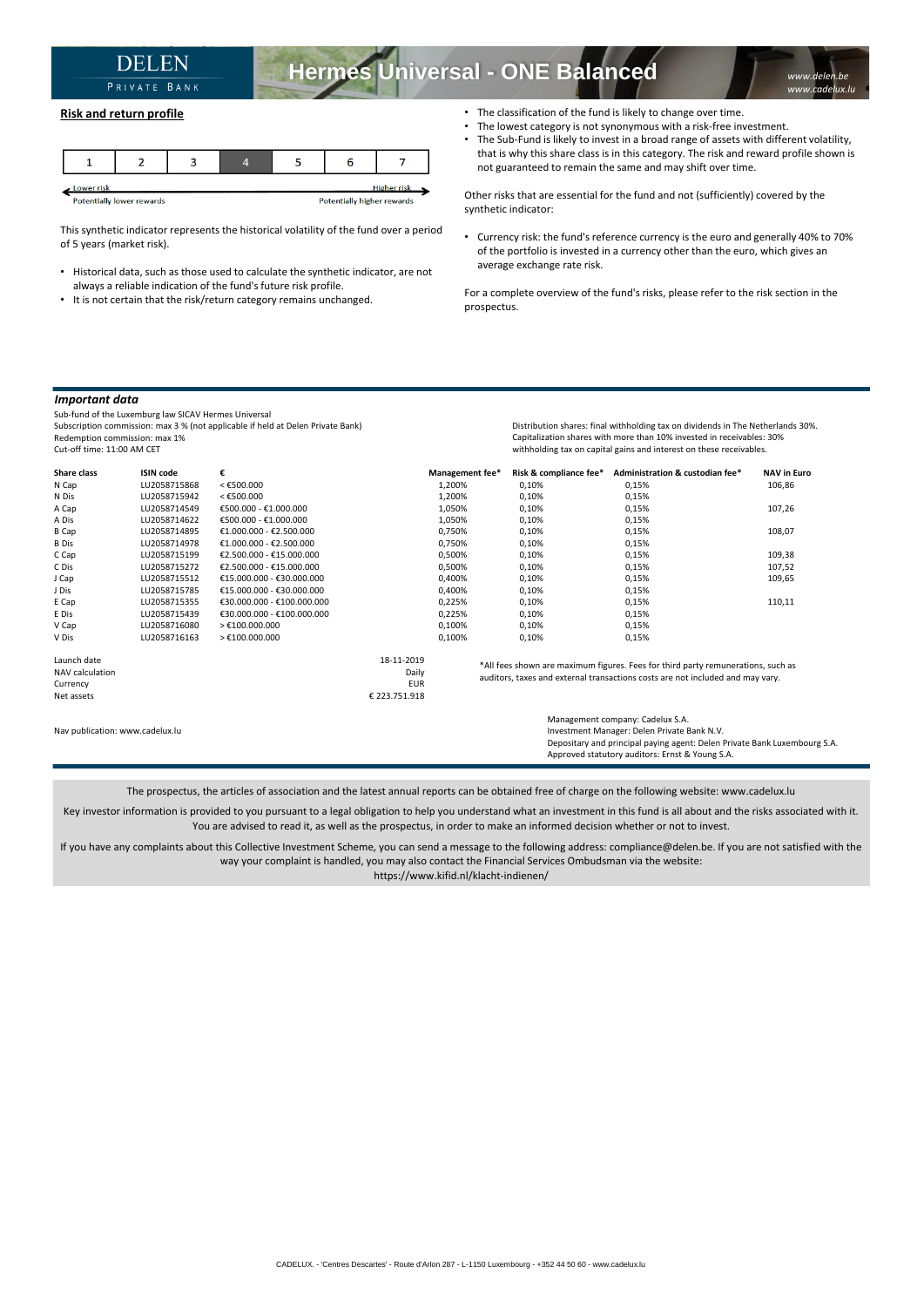# Hermes Universal - ONE Balanced

## Risk and return profile

| 1 | 2 | 3 | 4 | 5 | 6 | 7 |
|---|---|---|---|---|---|---|

Lower risk — Higher risk

Potentially lower rewards — Potentially higher rewards

This synthetic indicator represents the historical volatility of the fund over a period of 5 years (market risk).

- Historical data, such as those used to calculate the synthetic indicator, are not always a reliable indication of the fund's future risk profile.
- It is not certain that the risk/return category remains unchanged.
- The classification of the fund is likely to change over time.
- The lowest category is not synonymous with a risk-free investment.
- The Sub-Fund is likely to invest in a broad range of assets with different volatility, that is why this share class is in this category. The risk and reward profile shown is not guaranteed to remain the same and may shift over time.

Other risks that are essential for the fund and not (sufficiently) covered by the synthetic indicator:

- Currency risk: the fund's reference currency is the euro and generally 40% to 70% of the portfolio is invested in a currency other than the euro, which gives an average exchange rate risk.

For a complete overview of the fund's risks, please refer to the risk section in the prospectus.

### *Important data*

Sub-fund of the Luxemburg law SICAV Hermes Universal
Subscription commission: max 3 % (not applicable if held at Delen Private Bank)
Redemption commission: max 1%
Cut-off time: 11:00 AM CET

Distribution shares: final withholding tax on dividends in The Netherlands 30%.
Capitalization shares with more than 10% invested in receivables: 30% withholding tax on capital gains and interest on these receivables.

| Share class | ISIN code | € | Management fee* | Risk & compliance fee* | Administration & custodian fee* | NAV in Euro |
|---|---|---|---|---|---|---|
| N Cap | LU2058715868 | < €500.000 | 1,200% | 0,10% | 0,15% | 106,86 |
| N Dis | LU2058715942 | < €500.000 | 1,200% | 0,10% | 0,15% | |
| A Cap | LU2058714549 | €500.000 - €1.000.000 | 1,050% | 0,10% | 0,15% | 107,26 |
| A Dis | LU2058714622 | €500.000 - €1.000.000 | 1,050% | 0,10% | 0,15% | |
| B Cap | LU2058714895 | €1.000.000 - €2.500.000 | 0,750% | 0,10% | 0,15% | 108,07 |
| B Dis | LU2058714978 | €1.000.000 - €2.500.000 | 0,750% | 0,10% | 0,15% | |
| C Cap | LU2058715199 | €2.500.000 - €15.000.000 | 0,500% | 0,10% | 0,15% | 109,38 |
| C Dis | LU2058715272 | €2.500.000 - €15.000.000 | 0,500% | 0,10% | 0,15% | 107,52 |
| J Cap | LU2058715512 | €15.000.000 - €30.000.000 | 0,400% | 0,10% | 0,15% | 109,65 |
| J Dis | LU2058715785 | €15.000.000 - €30.000.000 | 0,400% | 0,10% | 0,15% | |
| E Cap | LU2058715355 | €30.000.000 - €100.000.000 | 0,225% | 0,10% | 0,15% | 110,11 |
| E Dis | LU2058715439 | €30.000.000 - €100.000.000 | 0,225% | 0,10% | 0,15% | |
| V Cap | LU2058716080 | > €100.000.000 | 0,100% | 0,10% | 0,15% | |
| V Dis | LU2058716163 | > €100.000.000 | 0,100% | 0,10% | 0,15% | |

| | |
|---|---|
| Launch date | 18-11-2019 |
| NAV calculation | Daily |
| Currency | EUR |
| Net assets | € 223.751.918 |

*All fees shown are maximum figures. Fees for third party remunerations, such as auditors, taxes and external transactions costs are not included and may vary.

Nav publication: www.cadelux.lu

Management company: Cadelux S.A.
Investment Manager: Delen Private Bank N.V.
Depositary and principal paying agent: Delen Private Bank Luxembourg S.A.
Approved statutory auditors: Ernst & Young S.A.

The prospectus, the articles of association and the latest annual reports can be obtained free of charge on the following website: www.cadelux.lu

Key investor information is provided to you pursuant to a legal obligation to help you understand what an investment in this fund is all about and the risks associated with it. You are advised to read it, as well as the prospectus, in order to make an informed decision whether or not to invest.

If you have any complaints about this Collective Investment Scheme, you can send a message to the following address: compliance@delen.be. If you are not satisfied with the way your complaint is handled, you may also contact the Financial Services Ombudsman via the website: https://www.kifid.nl/klacht-indienen/

CADELUX. - 'Centres Descartes' - Route d'Arlon 287 - L-1150 Luxembourg - +352 44 50 60 - www.cadelux.lu